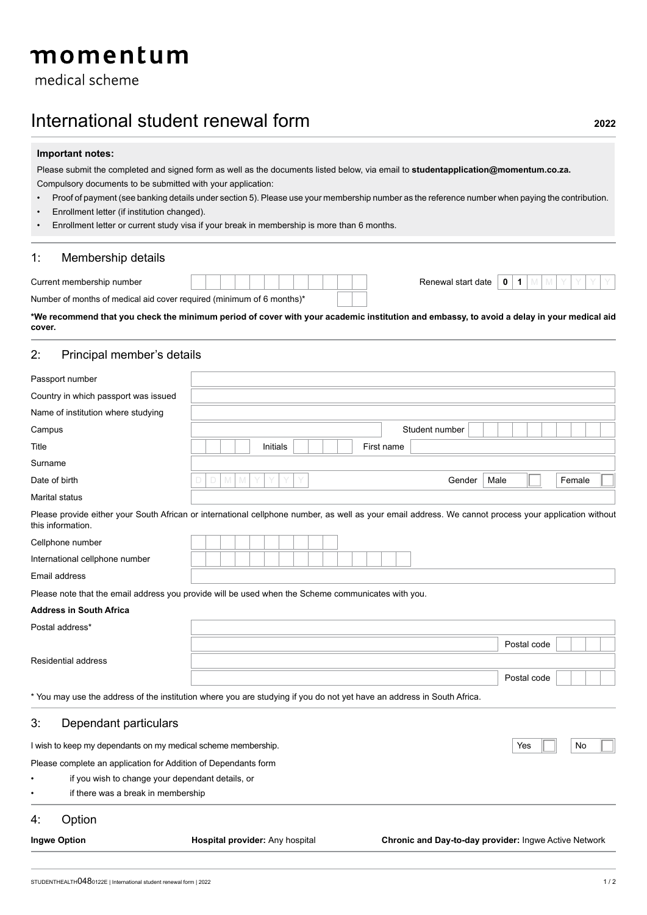# momentum

medical scheme

# International student renewal form

**2022**

**Important notes:**

Please submit the completed and signed form as well as the documents listed below, via email to **studentapplication@momentum.co.za.**

Compulsory documents to be submitted with your application:

- Proof of payment (see banking details under section 5). Please use your membership number as the reference number when paying the contribution.
- Enrollment letter (if institution changed).
- Enrollment letter or current study visa if your break in membership is more than 6 months.

## 1: Membership details

| | | | |
|---|---|---|---|
| Current membership number | | Renewal start date | 0 1 M M Y Y Y Y |
| Number of months of medical aid cover required (minimum of 6 months)* | | | |

**\*We recommend that you check the minimum period of cover with your academic institution and embassy, to avoid a delay in your medical aid cover.**

## 2: Principal member's details

| | | | | | |
|---|---|---|---|---|---|
| Passport number | | | | | |
| Country in which passport was issued | | | | | |
| Name of institution where studying | | | | | |
| Campus | | Student number | | | |
| Title | | Initials | | First name | |
| Surname | | | | | |
| Date of birth | D D M M Y Y Y Y | Gender | Male ☐ | Female ☐ | |
| Marital status | | | | | |

Please provide either your South African or international cellphone number, as well as your email address. We cannot process your application without this information.

| | |
|---|---|
| Cellphone number | |
| International cellphone number | |
| Email address | |

Please note that the email address you provide will be used when the Scheme communicates with you.

**Address in South Africa**

| | | | |
|---|---|---|---|
| Postal address* | | | |
| | | Postal code | |
| Residential address | | | |
| | | Postal code | |

\* You may use the address of the institution where you are studying if you do not yet have an address in South Africa.

## 3: Dependant particulars

I wish to keep my dependants on my medical scheme membership. Yes ☐ No ☐

Please complete an application for Addition of Dependants form

- if you wish to change your dependant details, or
- if there was a break in membership

## 4: Option

| **Ingwe Option** | **Hospital provider:** Any hospital | **Chronic and Day-to-day provider:** Ingwe Active Network |
|---|---|---|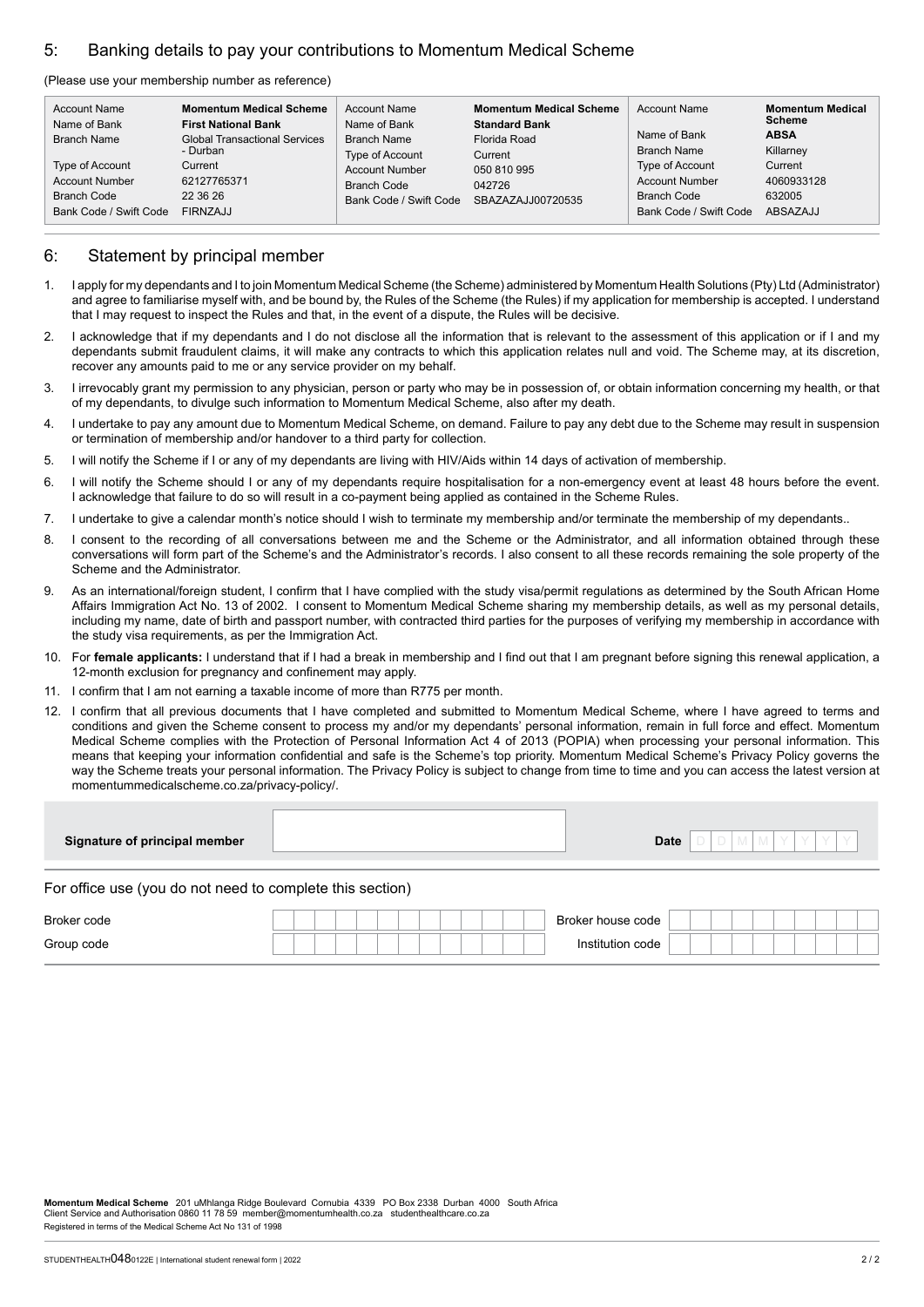## 5: Banking details to pay your contributions to Momentum Medical Scheme

(Please use your membership number as reference)

| | | | | | |
|---|---|---|---|---|---|
| Account Name | **Momentum Medical Scheme** | Account Name | **Momentum Medical Scheme** | Account Name | **Momentum Medical Scheme** |
| Name of Bank | **First National Bank** | Name of Bank | **Standard Bank** | Name of Bank | **ABSA** |
| Branch Name | Global Transactional Services - Durban | Branch Name | Florida Road | Branch Name | Killarney |
| Type of Account | Current | Type of Account | Current | Type of Account | Current |
| Account Number | 62127765371 | Account Number | 050 810 995 | Account Number | 4060933128 |
| Branch Code | 22 36 26 | Branch Code | 042726 | Branch Code | 632005 |
| Bank Code / Swift Code | FIRNZAJJ | Bank Code / Swift Code | SBAZAZAJJ00720535 | Bank Code / Swift Code | ABSAZAJJ |

## 6: Statement by principal member

1. I apply for my dependants and I to join Momentum Medical Scheme (the Scheme) administered by Momentum Health Solutions (Pty) Ltd (Administrator) and agree to familiarise myself with, and be bound by, the Rules of the Scheme (the Rules) if my application for membership is accepted. I understand that I may request to inspect the Rules and that, in the event of a dispute, the Rules will be decisive.
2. I acknowledge that if my dependants and I do not disclose all the information that is relevant to the assessment of this application or if I and my dependants submit fraudulent claims, it will make any contracts to which this application relates null and void. The Scheme may, at its discretion, recover any amounts paid to me or any service provider on my behalf.
3. I irrevocably grant my permission to any physician, person or party who may be in possession of, or obtain information concerning my health, or that of my dependants, to divulge such information to Momentum Medical Scheme, also after my death.
4. I undertake to pay any amount due to Momentum Medical Scheme, on demand. Failure to pay any debt due to the Scheme may result in suspension or termination of membership and/or handover to a third party for collection.
5. I will notify the Scheme if I or any of my dependants are living with HIV/Aids within 14 days of activation of membership.
6. I will notify the Scheme should I or any of my dependants require hospitalisation for a non-emergency event at least 48 hours before the event. I acknowledge that failure to do so will result in a co-payment being applied as contained in the Scheme Rules.
7. I undertake to give a calendar month's notice should I wish to terminate my membership and/or terminate the membership of my dependants..
8. I consent to the recording of all conversations between me and the Scheme or the Administrator, and all information obtained through these conversations will form part of the Scheme's and the Administrator's records. I also consent to all these records remaining the sole property of the Scheme and the Administrator.
9. As an international/foreign student, I confirm that I have complied with the study visa/permit regulations as determined by the South African Home Affairs Immigration Act No. 13 of 2002. I consent to Momentum Medical Scheme sharing my membership details, as well as my personal details, including my name, date of birth and passport number, with contracted third parties for the purposes of verifying my membership in accordance with the study visa requirements, as per the Immigration Act.
10. For **female applicants:** I understand that if I had a break in membership and I find out that I am pregnant before signing this renewal application, a 12-month exclusion for pregnancy and confinement may apply.
11. I confirm that I am not earning a taxable income of more than R775 per month.
12. I confirm that all previous documents that I have completed and submitted to Momentum Medical Scheme, where I have agreed to terms and conditions and given the Scheme consent to process my and/or my dependants' personal information, remain in full force and effect. Momentum Medical Scheme complies with the Protection of Personal Information Act 4 of 2013 (POPIA) when processing your personal information. This means that keeping your information confidential and safe is the Scheme's top priority. Momentum Medical Scheme's Privacy Policy governs the way the Scheme treats your personal information. The Privacy Policy is subject to change from time to time and you can access the latest version at momentummedicalscheme.co.za/privacy-policy/.

| | | | |
|---|---|---|---|
| **Signature of principal member** | | **Date** | D D M M Y Y Y Y |

For office use (you do not need to complete this section)

| | | | |
|---|---|---|---|
| Broker code | | Broker house code | |
| Group code | | Institution code | |

**Momentum Medical Scheme** 201 uMhlanga Ridge Boulevard Cornubia 4339 PO Box 2338 Durban 4000 South Africa
Client Service and Authorisation 0860 11 78 59 member@momentumhealth.co.za studenthealthcare.co.za
Registered in terms of the Medical Scheme Act No 131 of 1998

STUDENTHEALTH0480122E | International student renewal form | 2022